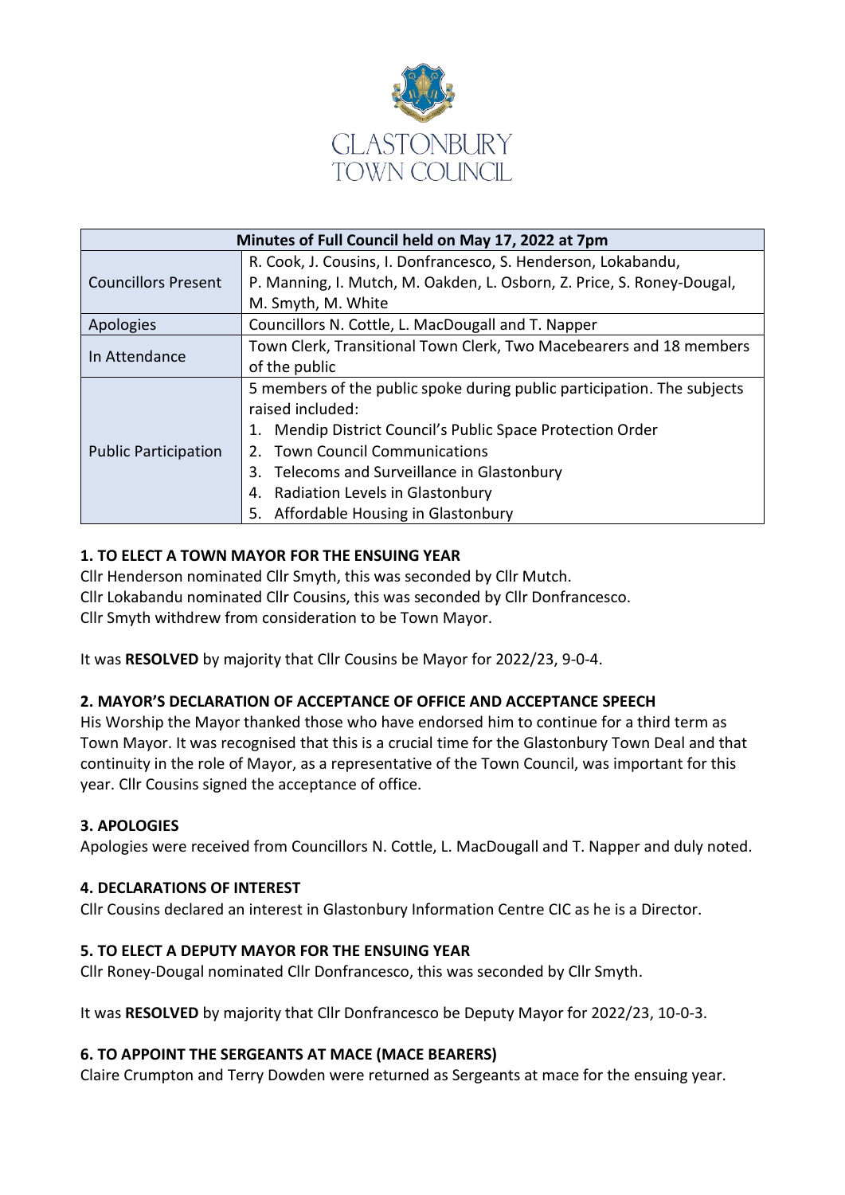# GLASTONBURY TOWN COUNCIL

| Minutes of Full Council held on May 17, 2022 at 7pm | |
|---|---|
| Councillors Present | R. Cook, J. Cousins, I. Donfrancesco, S. Henderson, Lokabandu, P. Manning, I. Mutch, M. Oakden, L. Osborn, Z. Price, S. Roney-Dougal, M. Smyth, M. White |
| Apologies | Councillors N. Cottle, L. MacDougall and T. Napper |
| In Attendance | Town Clerk, Transitional Town Clerk, Two Macebearers and 18 members of the public |
| Public Participation | 5 members of the public spoke during public participation. The subjects raised included:<br>1. Mendip District Council's Public Space Protection Order<br>2. Town Council Communications<br>3. Telecoms and Surveillance in Glastonbury<br>4. Radiation Levels in Glastonbury<br>5. Affordable Housing in Glastonbury |

**1. TO ELECT A TOWN MAYOR FOR THE ENSUING YEAR**

Cllr Henderson nominated Cllr Smyth, this was seconded by Cllr Mutch.
Cllr Lokabandu nominated Cllr Cousins, this was seconded by Cllr Donfrancesco.
Cllr Smyth withdrew from consideration to be Town Mayor.

It was **RESOLVED** by majority that Cllr Cousins be Mayor for 2022/23, 9-0-4.

**2. MAYOR'S DECLARATION OF ACCEPTANCE OF OFFICE AND ACCEPTANCE SPEECH**

His Worship the Mayor thanked those who have endorsed him to continue for a third term as Town Mayor. It was recognised that this is a crucial time for the Glastonbury Town Deal and that continuity in the role of Mayor, as a representative of the Town Council, was important for this year. Cllr Cousins signed the acceptance of office.

**3. APOLOGIES**

Apologies were received from Councillors N. Cottle, L. MacDougall and T. Napper and duly noted.

**4. DECLARATIONS OF INTEREST**

Cllr Cousins declared an interest in Glastonbury Information Centre CIC as he is a Director.

**5. TO ELECT A DEPUTY MAYOR FOR THE ENSUING YEAR**

Cllr Roney-Dougal nominated Cllr Donfrancesco, this was seconded by Cllr Smyth.

It was **RESOLVED** by majority that Cllr Donfrancesco be Deputy Mayor for 2022/23, 10-0-3.

**6. TO APPOINT THE SERGEANTS AT MACE (MACE BEARERS)**

Claire Crumpton and Terry Dowden were returned as Sergeants at mace for the ensuing year.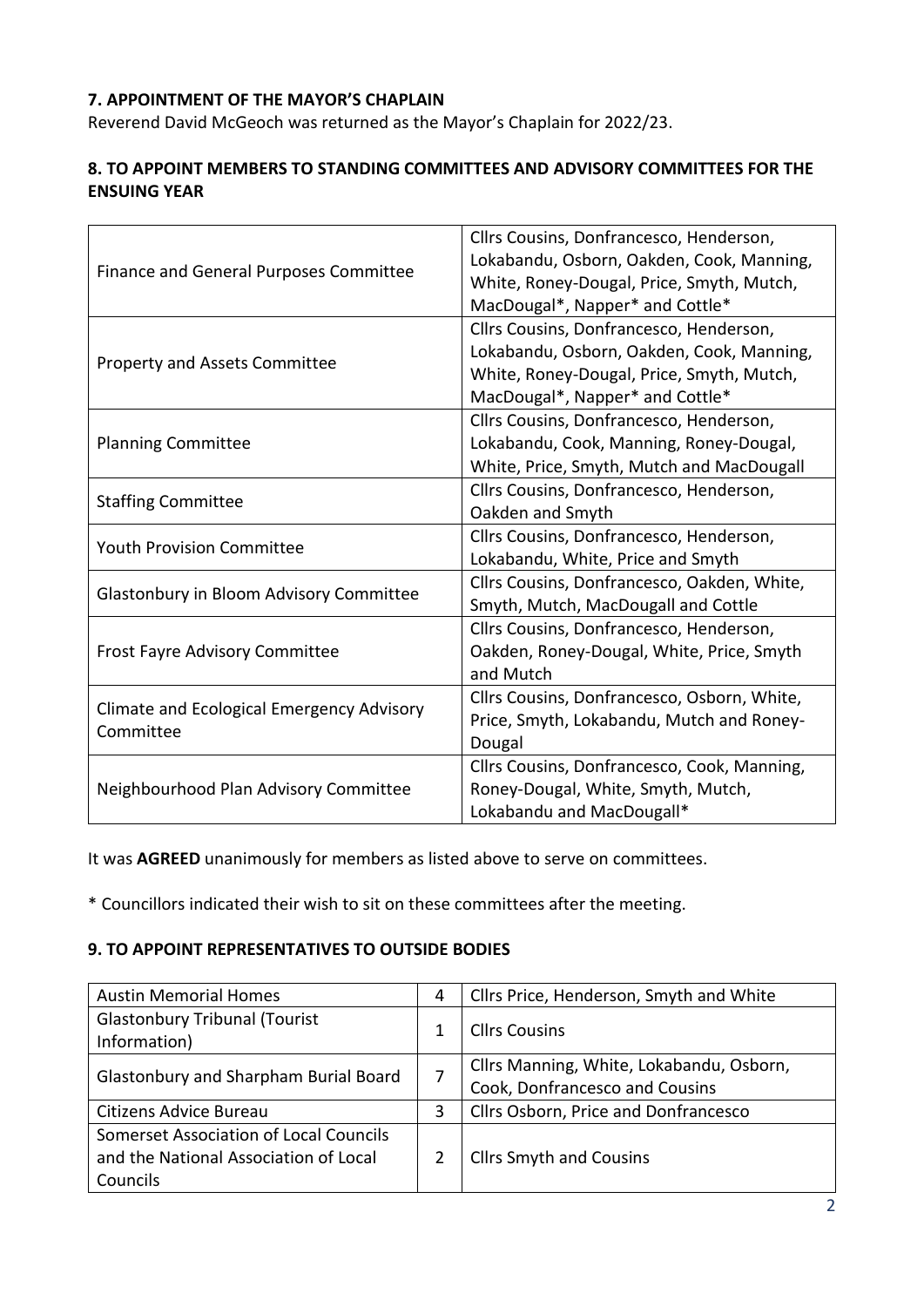**7. APPOINTMENT OF THE MAYOR'S CHAPLAIN**

Reverend David McGeoch was returned as the Mayor's Chaplain for 2022/23.

**8. TO APPOINT MEMBERS TO STANDING COMMITTEES AND ADVISORY COMMITTEES FOR THE ENSUING YEAR**

| | |
|---|---|
| Finance and General Purposes Committee | Cllrs Cousins, Donfrancesco, Henderson, Lokabandu, Osborn, Oakden, Cook, Manning, White, Roney-Dougal, Price, Smyth, Mutch, MacDougal*, Napper* and Cottle* |
| Property and Assets Committee | Cllrs Cousins, Donfrancesco, Henderson, Lokabandu, Osborn, Oakden, Cook, Manning, White, Roney-Dougal, Price, Smyth, Mutch, MacDougal*, Napper* and Cottle* |
| Planning Committee | Cllrs Cousins, Donfrancesco, Henderson, Lokabandu, Cook, Manning, Roney-Dougal, White, Price, Smyth, Mutch and MacDougall |
| Staffing Committee | Cllrs Cousins, Donfrancesco, Henderson, Oakden and Smyth |
| Youth Provision Committee | Cllrs Cousins, Donfrancesco, Henderson, Lokabandu, White, Price and Smyth |
| Glastonbury in Bloom Advisory Committee | Cllrs Cousins, Donfrancesco, Oakden, White, Smyth, Mutch, MacDougall and Cottle |
| Frost Fayre Advisory Committee | Cllrs Cousins, Donfrancesco, Henderson, Oakden, Roney-Dougal, White, Price, Smyth and Mutch |
| Climate and Ecological Emergency Advisory Committee | Cllrs Cousins, Donfrancesco, Osborn, White, Price, Smyth, Lokabandu, Mutch and Roney-Dougal |
| Neighbourhood Plan Advisory Committee | Cllrs Cousins, Donfrancesco, Cook, Manning, Roney-Dougal, White, Smyth, Mutch, Lokabandu and MacDougall* |

It was **AGREED** unanimously for members as listed above to serve on committees.

* Councillors indicated their wish to sit on these committees after the meeting.

**9. TO APPOINT REPRESENTATIVES TO OUTSIDE BODIES**

| | | |
|---|---|---|
| Austin Memorial Homes | 4 | Cllrs Price, Henderson, Smyth and White |
| Glastonbury Tribunal (Tourist Information) | 1 | Cllrs Cousins |
| Glastonbury and Sharpham Burial Board | 7 | Cllrs Manning, White, Lokabandu, Osborn, Cook, Donfrancesco and Cousins |
| Citizens Advice Bureau | 3 | Cllrs Osborn, Price and Donfrancesco |
| Somerset Association of Local Councils and the National Association of Local Councils | 2 | Cllrs Smyth and Cousins |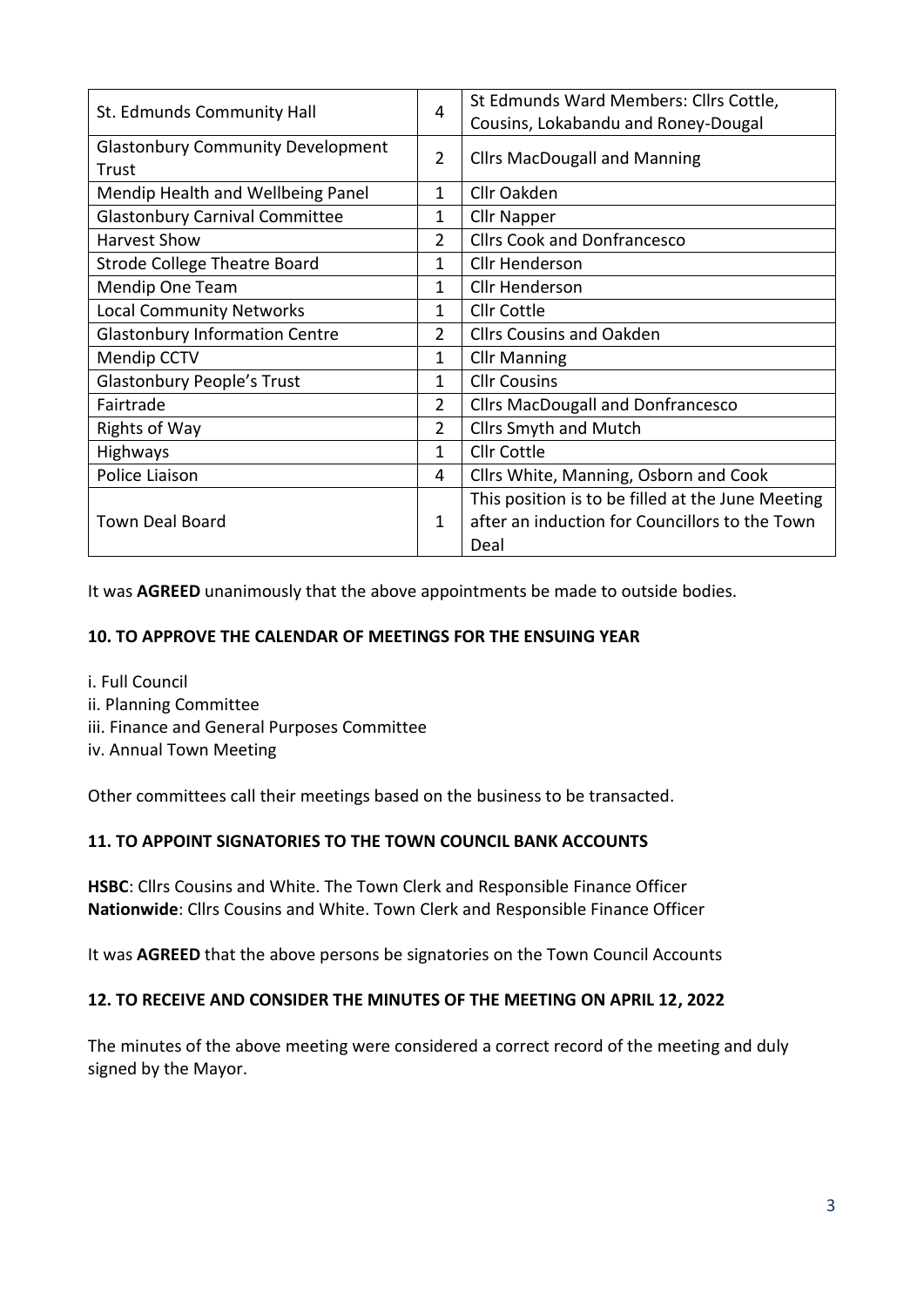| St. Edmunds Community Hall | 4 | St Edmunds Ward Members: Cllrs Cottle, Cousins, Lokabandu and Roney-Dougal |
|---|---|---|
| Glastonbury Community Development Trust | 2 | Cllrs MacDougall and Manning |
| Mendip Health and Wellbeing Panel | 1 | Cllr Oakden |
| Glastonbury Carnival Committee | 1 | Cllr Napper |
| Harvest Show | 2 | Cllrs Cook and Donfrancesco |
| Strode College Theatre Board | 1 | Cllr Henderson |
| Mendip One Team | 1 | Cllr Henderson |
| Local Community Networks | 1 | Cllr Cottle |
| Glastonbury Information Centre | 2 | Cllrs Cousins and Oakden |
| Mendip CCTV | 1 | Cllr Manning |
| Glastonbury People's Trust | 1 | Cllr Cousins |
| Fairtrade | 2 | Cllrs MacDougall and Donfrancesco |
| Rights of Way | 2 | Cllrs Smyth and Mutch |
| Highways | 1 | Cllr Cottle |
| Police Liaison | 4 | Cllrs White, Manning, Osborn and Cook |
| Town Deal Board | 1 | This position is to be filled at the June Meeting after an induction for Councillors to the Town Deal |

It was **AGREED** unanimously that the above appointments be made to outside bodies.

**10. TO APPROVE THE CALENDAR OF MEETINGS FOR THE ENSUING YEAR**

i. Full Council
ii. Planning Committee
iii. Finance and General Purposes Committee
iv. Annual Town Meeting

Other committees call their meetings based on the business to be transacted.

**11. TO APPOINT SIGNATORIES TO THE TOWN COUNCIL BANK ACCOUNTS**

**HSBC**: Cllrs Cousins and White. The Town Clerk and Responsible Finance Officer
**Nationwide**: Cllrs Cousins and White. Town Clerk and Responsible Finance Officer

It was **AGREED** that the above persons be signatories on the Town Council Accounts

**12. TO RECEIVE AND CONSIDER THE MINUTES OF THE MEETING ON APRIL 12, 2022**

The minutes of the above meeting were considered a correct record of the meeting and duly signed by the Mayor.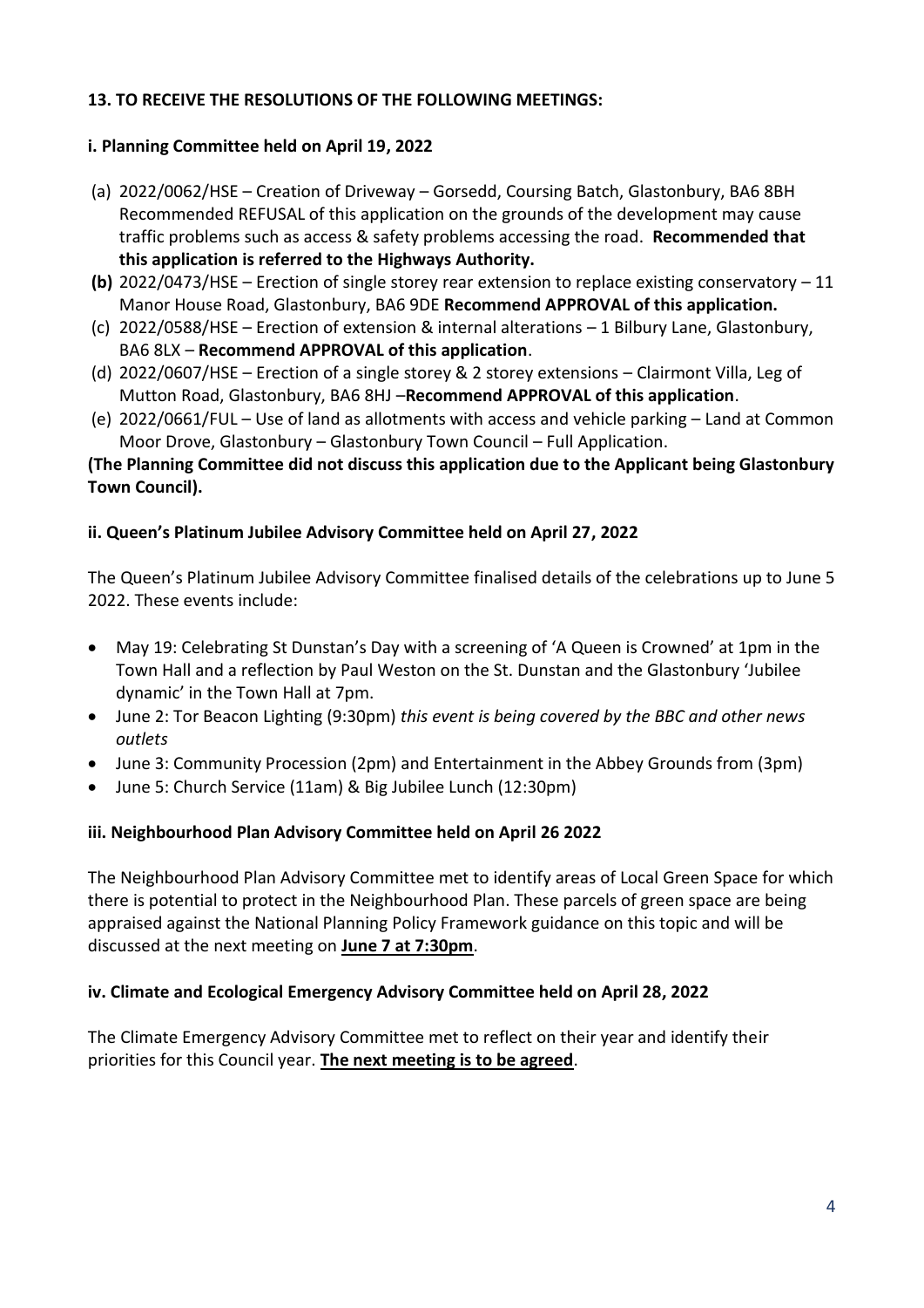**13. TO RECEIVE THE RESOLUTIONS OF THE FOLLOWING MEETINGS:**

**i. Planning Committee held on April 19, 2022**

(a) 2022/0062/HSE – Creation of Driveway – Gorsedd, Coursing Batch, Glastonbury, BA6 8BH Recommended REFUSAL of this application on the grounds of the development may cause traffic problems such as access & safety problems accessing the road. **Recommended that this application is referred to the Highways Authority.**

**(b)** 2022/0473/HSE – Erection of single storey rear extension to replace existing conservatory – 11 Manor House Road, Glastonbury, BA6 9DE **Recommend APPROVAL of this application.**

(c) 2022/0588/HSE – Erection of extension & internal alterations – 1 Bilbury Lane, Glastonbury, BA6 8LX – **Recommend APPROVAL of this application**.

(d) 2022/0607/HSE – Erection of a single storey & 2 storey extensions – Clairmont Villa, Leg of Mutton Road, Glastonbury, BA6 8HJ –**Recommend APPROVAL of this application**.

(e) 2022/0661/FUL – Use of land as allotments with access and vehicle parking – Land at Common Moor Drove, Glastonbury – Glastonbury Town Council – Full Application.

**(The Planning Committee did not discuss this application due to the Applicant being Glastonbury Town Council).**

**ii. Queen's Platinum Jubilee Advisory Committee held on April 27, 2022**

The Queen's Platinum Jubilee Advisory Committee finalised details of the celebrations up to June 5 2022. These events include:

- May 19: Celebrating St Dunstan's Day with a screening of 'A Queen is Crowned' at 1pm in the Town Hall and a reflection by Paul Weston on the St. Dunstan and the Glastonbury 'Jubilee dynamic' in the Town Hall at 7pm.
- June 2: Tor Beacon Lighting (9:30pm) *this event is being covered by the BBC and other news outlets*
- June 3: Community Procession (2pm) and Entertainment in the Abbey Grounds from (3pm)
- June 5: Church Service (11am) & Big Jubilee Lunch (12:30pm)

**iii. Neighbourhood Plan Advisory Committee held on April 26 2022**

The Neighbourhood Plan Advisory Committee met to identify areas of Local Green Space for which there is potential to protect in the Neighbourhood Plan. These parcels of green space are being appraised against the National Planning Policy Framework guidance on this topic and will be discussed at the next meeting on **June 7 at 7:30pm**.

**iv. Climate and Ecological Emergency Advisory Committee held on April 28, 2022**

The Climate Emergency Advisory Committee met to reflect on their year and identify their priorities for this Council year. **The next meeting is to be agreed**.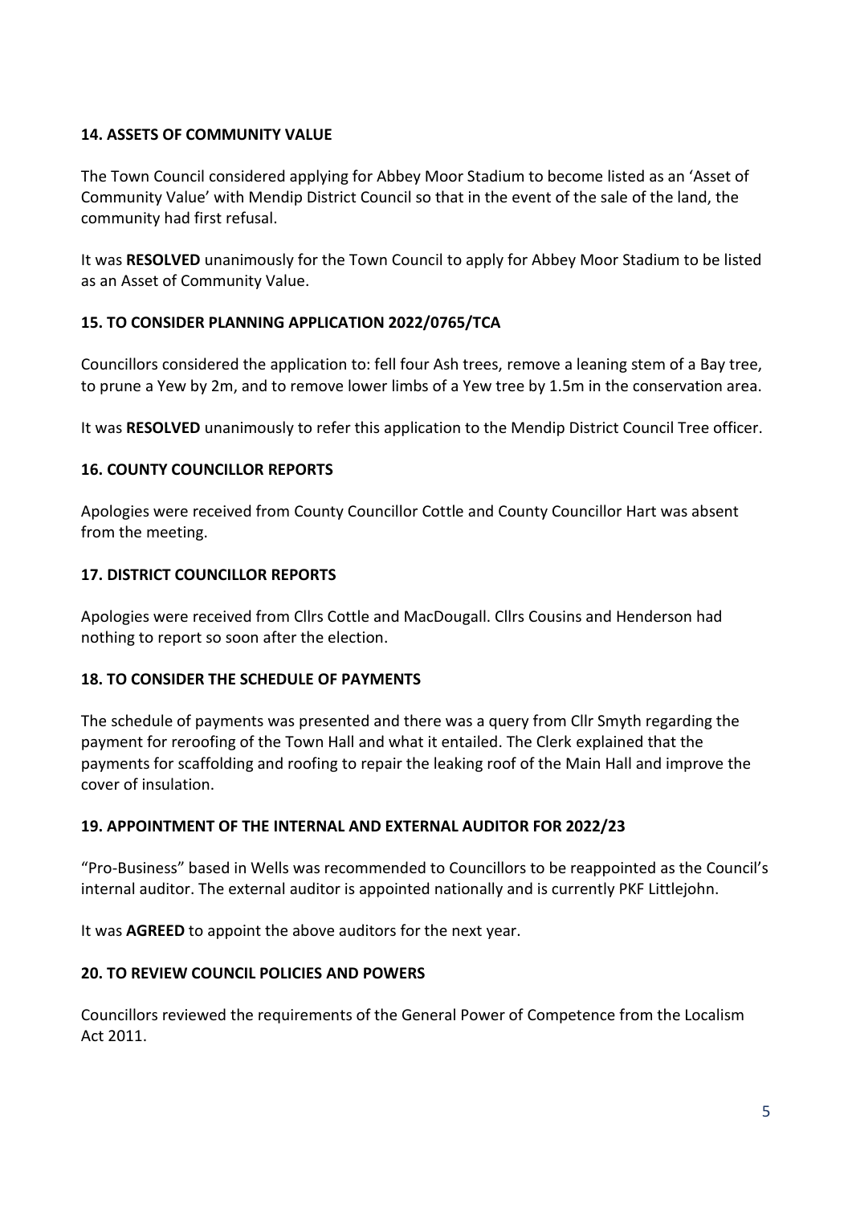**14. ASSETS OF COMMUNITY VALUE**

The Town Council considered applying for Abbey Moor Stadium to become listed as an 'Asset of Community Value' with Mendip District Council so that in the event of the sale of the land, the community had first refusal.

It was **RESOLVED** unanimously for the Town Council to apply for Abbey Moor Stadium to be listed as an Asset of Community Value.

**15. TO CONSIDER PLANNING APPLICATION 2022/0765/TCA**

Councillors considered the application to: fell four Ash trees, remove a leaning stem of a Bay tree, to prune a Yew by 2m, and to remove lower limbs of a Yew tree by 1.5m in the conservation area.

It was **RESOLVED** unanimously to refer this application to the Mendip District Council Tree officer.

**16. COUNTY COUNCILLOR REPORTS**

Apologies were received from County Councillor Cottle and County Councillor Hart was absent from the meeting.

**17. DISTRICT COUNCILLOR REPORTS**

Apologies were received from Cllrs Cottle and MacDougall. Cllrs Cousins and Henderson had nothing to report so soon after the election.

**18. TO CONSIDER THE SCHEDULE OF PAYMENTS**

The schedule of payments was presented and there was a query from Cllr Smyth regarding the payment for reroofing of the Town Hall and what it entailed. The Clerk explained that the payments for scaffolding and roofing to repair the leaking roof of the Main Hall and improve the cover of insulation.

**19. APPOINTMENT OF THE INTERNAL AND EXTERNAL AUDITOR FOR 2022/23**

"Pro-Business" based in Wells was recommended to Councillors to be reappointed as the Council's internal auditor. The external auditor is appointed nationally and is currently PKF Littlejohn.

It was **AGREED** to appoint the above auditors for the next year.

**20. TO REVIEW COUNCIL POLICIES AND POWERS**

Councillors reviewed the requirements of the General Power of Competence from the Localism Act 2011.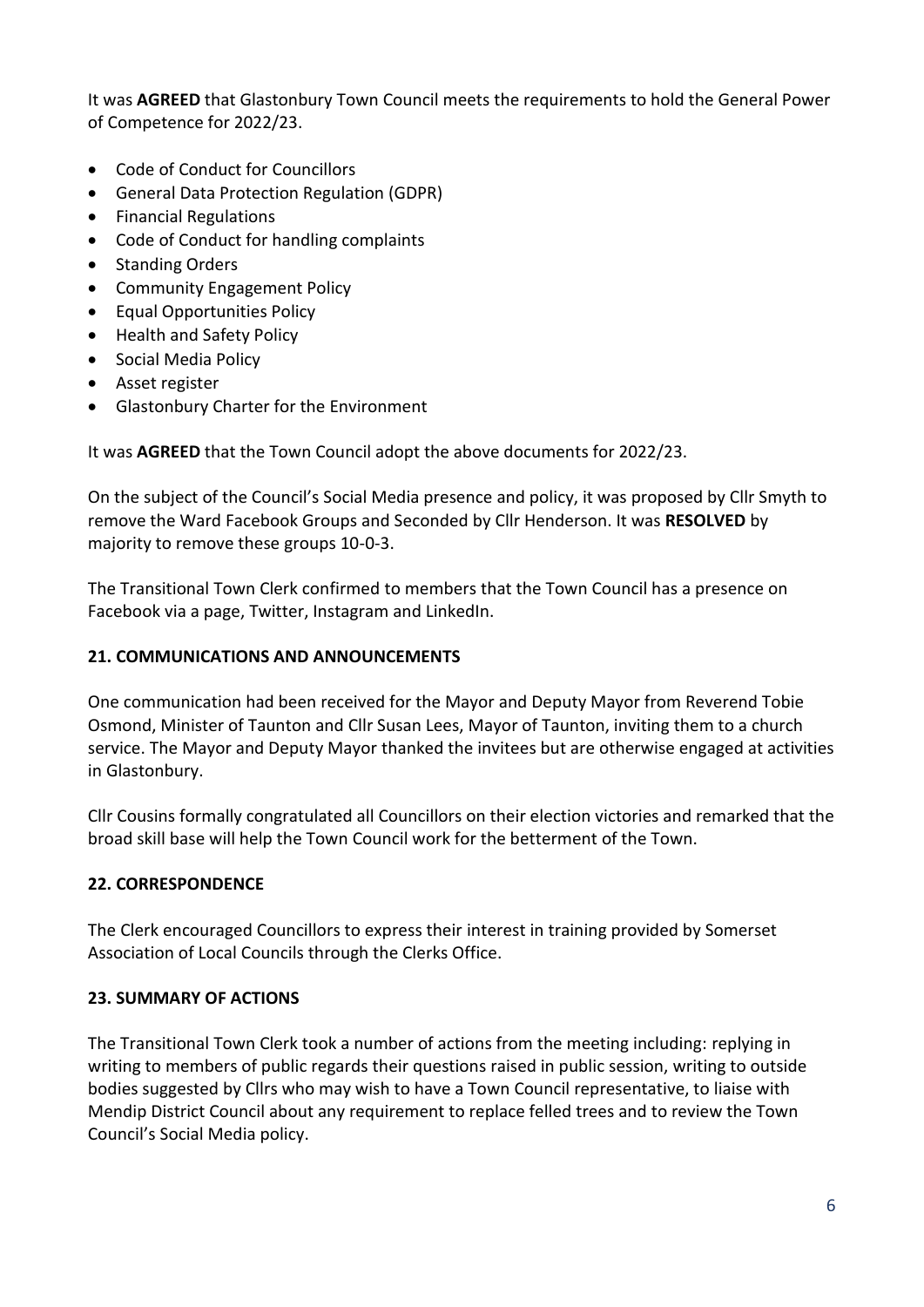It was **AGREED** that Glastonbury Town Council meets the requirements to hold the General Power of Competence for 2022/23.

- Code of Conduct for Councillors
- General Data Protection Regulation (GDPR)
- Financial Regulations
- Code of Conduct for handling complaints
- Standing Orders
- Community Engagement Policy
- Equal Opportunities Policy
- Health and Safety Policy
- Social Media Policy
- Asset register
- Glastonbury Charter for the Environment

It was **AGREED** that the Town Council adopt the above documents for 2022/23.

On the subject of the Council's Social Media presence and policy, it was proposed by Cllr Smyth to remove the Ward Facebook Groups and Seconded by Cllr Henderson. It was **RESOLVED** by majority to remove these groups 10-0-3.

The Transitional Town Clerk confirmed to members that the Town Council has a presence on Facebook via a page, Twitter, Instagram and LinkedIn.

## 21. COMMUNICATIONS AND ANNOUNCEMENTS

One communication had been received for the Mayor and Deputy Mayor from Reverend Tobie Osmond, Minister of Taunton and Cllr Susan Lees, Mayor of Taunton, inviting them to a church service. The Mayor and Deputy Mayor thanked the invitees but are otherwise engaged at activities in Glastonbury.

Cllr Cousins formally congratulated all Councillors on their election victories and remarked that the broad skill base will help the Town Council work for the betterment of the Town.

## 22. CORRESPONDENCE

The Clerk encouraged Councillors to express their interest in training provided by Somerset Association of Local Councils through the Clerks Office.

## 23. SUMMARY OF ACTIONS

The Transitional Town Clerk took a number of actions from the meeting including: replying in writing to members of public regards their questions raised in public session, writing to outside bodies suggested by Cllrs who may wish to have a Town Council representative, to liaise with Mendip District Council about any requirement to replace felled trees and to review the Town Council's Social Media policy.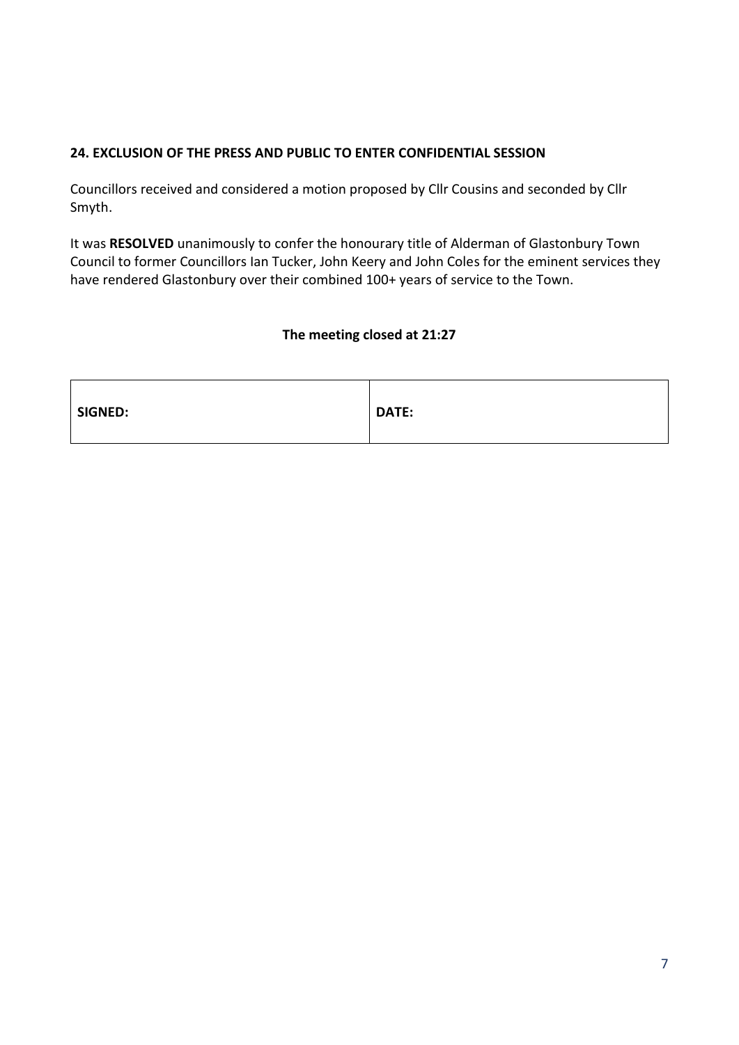**24. EXCLUSION OF THE PRESS AND PUBLIC TO ENTER CONFIDENTIAL SESSION**

Councillors received and considered a motion proposed by Cllr Cousins and seconded by Cllr Smyth.

It was **RESOLVED** unanimously to confer the honourary title of Alderman of Glastonbury Town Council to former Councillors Ian Tucker, John Keery and John Coles for the eminent services they have rendered Glastonbury over their combined 100+ years of service to the Town.

**The meeting closed at 21:27**

| | |
|---|---|
| **SIGNED:** | **DATE:** |